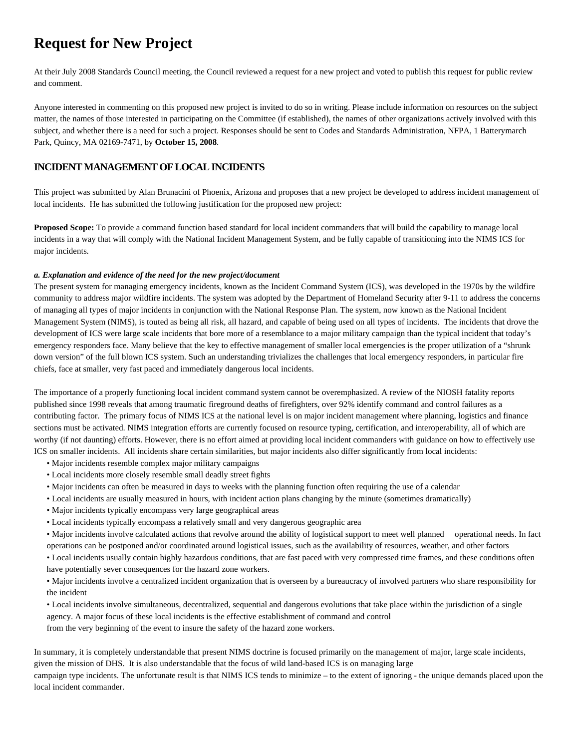# Request for New Project

At their July 2008 Standards Council meeting, the Council reviewed a request for a new project and voted to publish this request for public review and comment.

Anyone interested in commenting on this proposed new project is invited to do so in writing. Please include information on resources on the subject matter, the names of those interested in participating on the Committee (if established), the names of other organizations actively involved with this subject, and whether there is a need for such a project. Responses should be sent to Codes and Standards Administration, NFPA, 1 Batterymarch Park, Quincy, MA 02169-7471, by **October 15, 2008**.

## INCIDENT MANAGEMENT OF LOCAL INCIDENTS

This project was submitted by Alan Brunacini of Phoenix, Arizona and proposes that a new project be developed to address incident management of local incidents. He has submitted the following justification for the proposed new project:

**Proposed Scope:** To provide a command function based standard for local incident commanders that will build the capability to manage local incidents in a way that will comply with the National Incident Management System, and be fully capable of transitioning into the NIMS ICS for major incidents.

***a. Explanation and evidence of the need for the new project/document***

The present system for managing emergency incidents, known as the Incident Command System (ICS), was developed in the 1970s by the wildfire community to address major wildfire incidents. The system was adopted by the Department of Homeland Security after 9-11 to address the concerns of managing all types of major incidents in conjunction with the National Response Plan. The system, now known as the National Incident Management System (NIMS), is touted as being all risk, all hazard, and capable of being used on all types of incidents. The incidents that drove the development of ICS were large scale incidents that bore more of a resemblance to a major military campaign than the typical incident that today's emergency responders face. Many believe that the key to effective management of smaller local emergencies is the proper utilization of a "shrunk down version" of the full blown ICS system. Such an understanding trivializes the challenges that local emergency responders, in particular fire chiefs, face at smaller, very fast paced and immediately dangerous local incidents.

The importance of a properly functioning local incident command system cannot be overemphasized. A review of the NIOSH fatality reports published since 1998 reveals that among traumatic fireground deaths of firefighters, over 92% identify command and control failures as a contributing factor. The primary focus of NIMS ICS at the national level is on major incident management where planning, logistics and finance sections must be activated. NIMS integration efforts are currently focused on resource typing, certification, and interoperability, all of which are worthy (if not daunting) efforts. However, there is no effort aimed at providing local incident commanders with guidance on how to effectively use ICS on smaller incidents. All incidents share certain similarities, but major incidents also differ significantly from local incidents:

- Major incidents resemble complex major military campaigns
- Local incidents more closely resemble small deadly street fights
- Major incidents can often be measured in days to weeks with the planning function often requiring the use of a calendar
- Local incidents are usually measured in hours, with incident action plans changing by the minute (sometimes dramatically)
- Major incidents typically encompass very large geographical areas
- Local incidents typically encompass a relatively small and very dangerous geographic area
- Major incidents involve calculated actions that revolve around the ability of logistical support to meet well planned operational needs. In fact operations can be postponed and/or coordinated around logistical issues, such as the availability of resources, weather, and other factors
- Local incidents usually contain highly hazardous conditions, that are fast paced with very compressed time frames, and these conditions often have potentially sever consequences for the hazard zone workers.
- Major incidents involve a centralized incident organization that is overseen by a bureaucracy of involved partners who share responsibility for the incident
- Local incidents involve simultaneous, decentralized, sequential and dangerous evolutions that take place within the jurisdiction of a single agency. A major focus of these local incidents is the effective establishment of command and control from the very beginning of the event to insure the safety of the hazard zone workers.

In summary, it is completely understandable that present NIMS doctrine is focused primarily on the management of major, large scale incidents, given the mission of DHS. It is also understandable that the focus of wild land-based ICS is on managing large campaign type incidents. The unfortunate result is that NIMS ICS tends to minimize – to the extent of ignoring - the unique demands placed upon the local incident commander.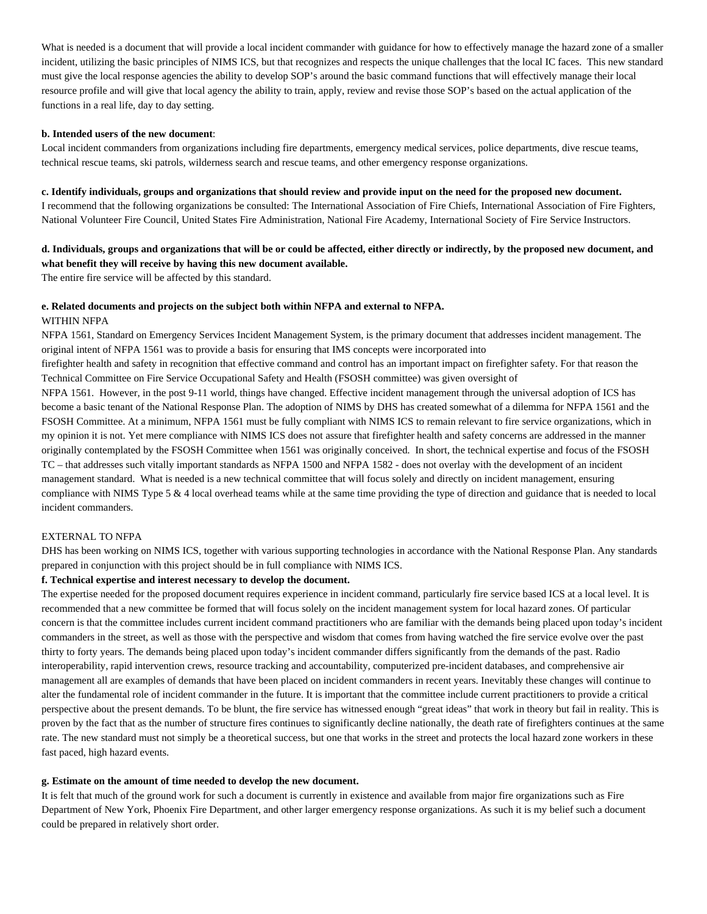What is needed is a document that will provide a local incident commander with guidance for how to effectively manage the hazard zone of a smaller incident, utilizing the basic principles of NIMS ICS, but that recognizes and respects the unique challenges that the local IC faces. This new standard must give the local response agencies the ability to develop SOP's around the basic command functions that will effectively manage their local resource profile and will give that local agency the ability to train, apply, review and revise those SOP's based on the actual application of the functions in a real life, day to day setting.

**b. Intended users of the new document**:
Local incident commanders from organizations including fire departments, emergency medical services, police departments, dive rescue teams, technical rescue teams, ski patrols, wilderness search and rescue teams, and other emergency response organizations.

**c. Identify individuals, groups and organizations that should review and provide input on the need for the proposed new document.**
I recommend that the following organizations be consulted: The International Association of Fire Chiefs, International Association of Fire Fighters, National Volunteer Fire Council, United States Fire Administration, National Fire Academy, International Society of Fire Service Instructors.

**d. Individuals, groups and organizations that will be or could be affected, either directly or indirectly, by the proposed new document, and what benefit they will receive by having this new document available.**
The entire fire service will be affected by this standard.

**e. Related documents and projects on the subject both within NFPA and external to NFPA.**
WITHIN NFPA
NFPA 1561, Standard on Emergency Services Incident Management System, is the primary document that addresses incident management. The original intent of NFPA 1561 was to provide a basis for ensuring that IMS concepts were incorporated into firefighter health and safety in recognition that effective command and control has an important impact on firefighter safety. For that reason the Technical Committee on Fire Service Occupational Safety and Health (FSOSH committee) was given oversight of NFPA 1561. However, in the post 9-11 world, things have changed. Effective incident management through the universal adoption of ICS has become a basic tenant of the National Response Plan. The adoption of NIMS by DHS has created somewhat of a dilemma for NFPA 1561 and the FSOSH Committee. At a minimum, NFPA 1561 must be fully compliant with NIMS ICS to remain relevant to fire service organizations, which in my opinion it is not. Yet mere compliance with NIMS ICS does not assure that firefighter health and safety concerns are addressed in the manner originally contemplated by the FSOSH Committee when 1561 was originally conceived. In short, the technical expertise and focus of the FSOSH TC – that addresses such vitally important standards as NFPA 1500 and NFPA 1582 - does not overlay with the development of an incident management standard. What is needed is a new technical committee that will focus solely and directly on incident management, ensuring compliance with NIMS Type 5 & 4 local overhead teams while at the same time providing the type of direction and guidance that is needed to local incident commanders.

EXTERNAL TO NFPA
DHS has been working on NIMS ICS, together with various supporting technologies in accordance with the National Response Plan. Any standards prepared in conjunction with this project should be in full compliance with NIMS ICS.

**f. Technical expertise and interest necessary to develop the document.**
The expertise needed for the proposed document requires experience in incident command, particularly fire service based ICS at a local level. It is recommended that a new committee be formed that will focus solely on the incident management system for local hazard zones. Of particular concern is that the committee includes current incident command practitioners who are familiar with the demands being placed upon today's incident commanders in the street, as well as those with the perspective and wisdom that comes from having watched the fire service evolve over the past thirty to forty years. The demands being placed upon today's incident commander differs significantly from the demands of the past. Radio interoperability, rapid intervention crews, resource tracking and accountability, computerized pre-incident databases, and comprehensive air management all are examples of demands that have been placed on incident commanders in recent years. Inevitably these changes will continue to alter the fundamental role of incident commander in the future. It is important that the committee include current practitioners to provide a critical perspective about the present demands. To be blunt, the fire service has witnessed enough "great ideas" that work in theory but fail in reality. This is proven by the fact that as the number of structure fires continues to significantly decline nationally, the death rate of firefighters continues at the same rate. The new standard must not simply be a theoretical success, but one that works in the street and protects the local hazard zone workers in these fast paced, high hazard events.

**g. Estimate on the amount of time needed to develop the new document.**
It is felt that much of the ground work for such a document is currently in existence and available from major fire organizations such as Fire Department of New York, Phoenix Fire Department, and other larger emergency response organizations. As such it is my belief such a document could be prepared in relatively short order.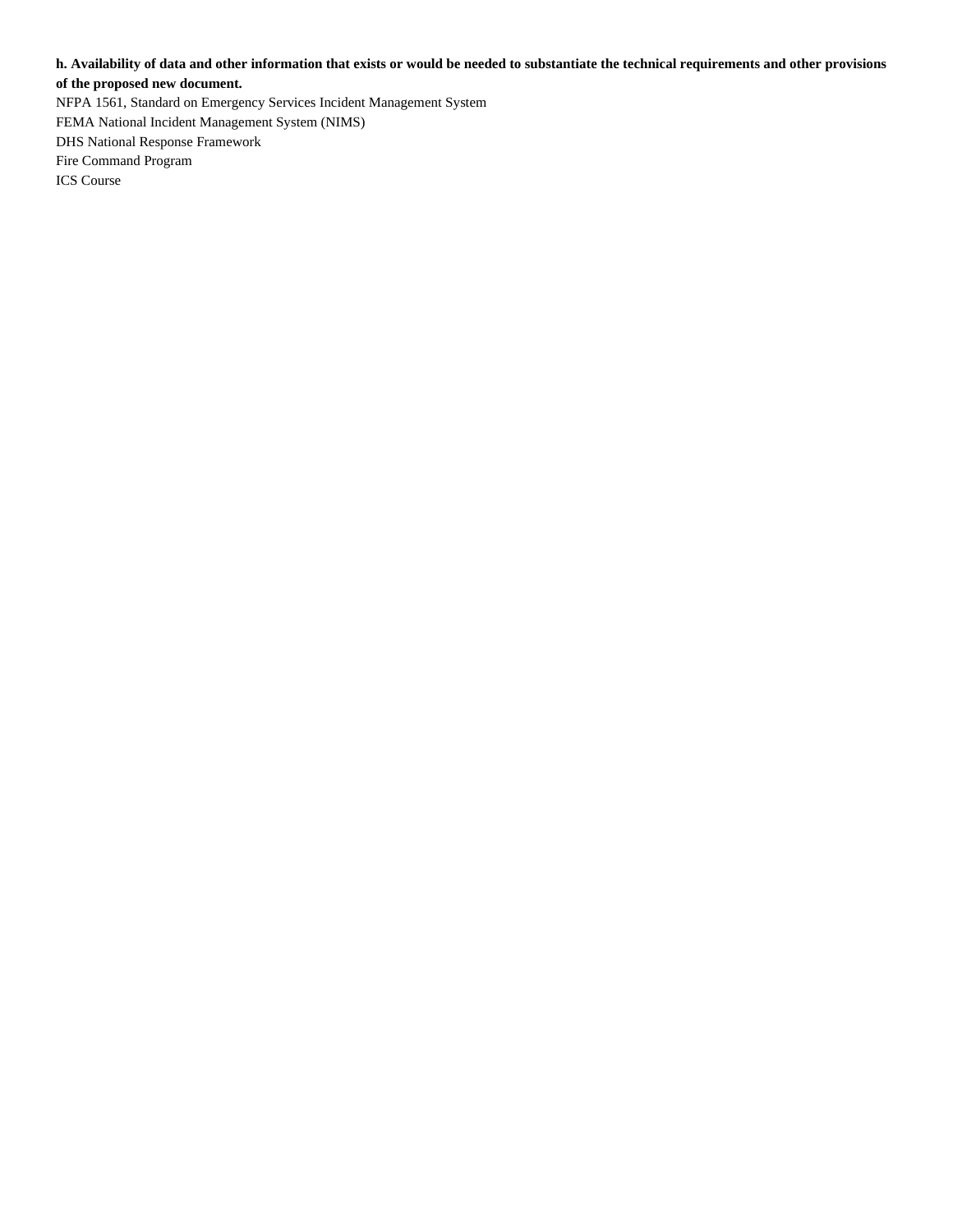**h. Availability of data and other information that exists or would be needed to substantiate the technical requirements and other provisions of the proposed new document.**

NFPA 1561, Standard on Emergency Services Incident Management System
FEMA National Incident Management System (NIMS)
DHS National Response Framework
Fire Command Program
ICS Course